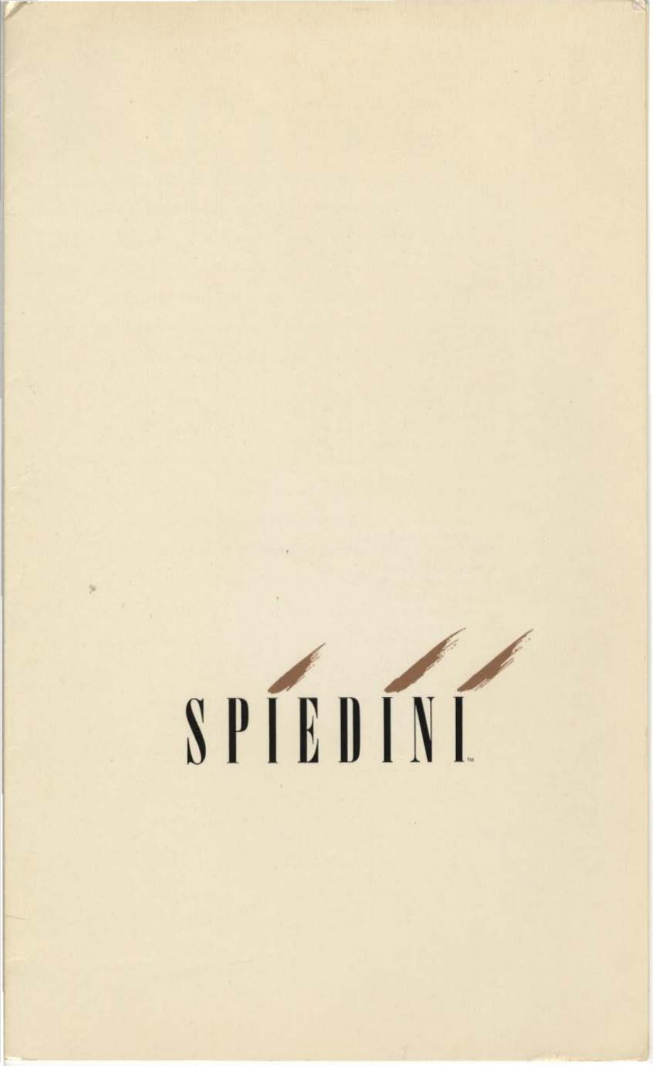# SPIEDINI™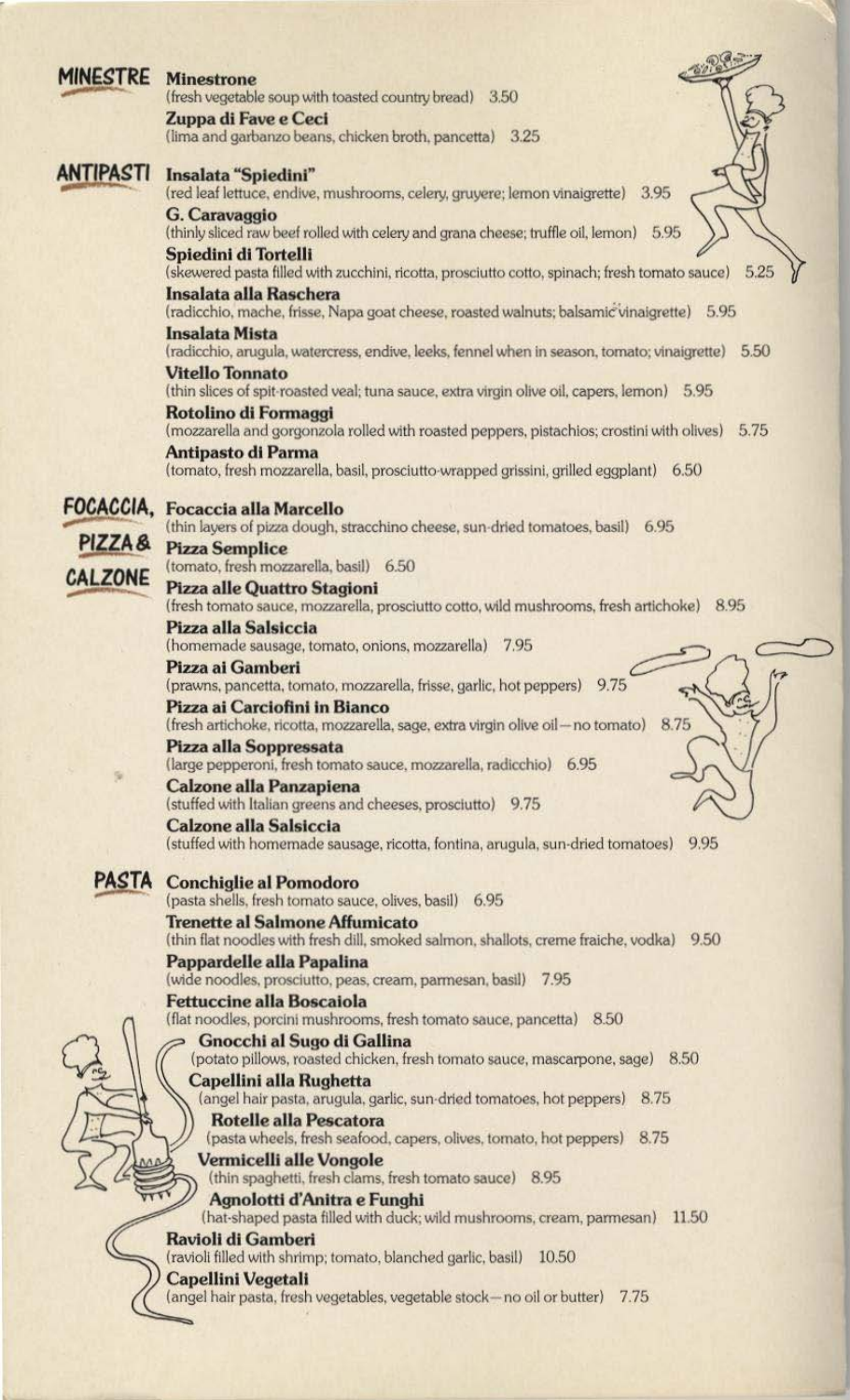## MINESTRE

**Minestrone**
(fresh vegetable soup with toasted country bread) 3.50

**Zuppa di Fave e Ceci**
(lima and garbanzo beans, chicken broth, pancetta) 3.25

## ANTIPASTI

**Insalata "Spiedini"**
(red leaf lettuce, endive, mushrooms, celery, gruyere; lemon vinaigrette) 3.95

**G. Caravaggio**
(thinly sliced raw beef rolled with celery and grana cheese; truffle oil, lemon) 5.95

**Spiedini di Tortelli**
(skewered pasta filled with zucchini, ricotta, prosciutto cotto, spinach; fresh tomato sauce) 5.25

**Insalata alla Raschera**
(radicchio, mache, frisse, Napa goat cheese, roasted walnuts; balsamic vinaigrette) 5.95

**Insalata Mista**
(radicchio, arugula, watercress, endive, leeks, fennel when in season, tomato; vinaigrette) 5.50

**Vitello Tonnato**
(thin slices of spit-roasted veal; tuna sauce, extra virgin olive oil, capers, lemon) 5.95

**Rotolino di Formaggi**
(mozzarella and gorgonzola rolled with roasted peppers, pistachios; crostini with olives) 5.75

**Antipasto di Parma**
(tomato, fresh mozzarella, basil, prosciutto-wrapped grissini, grilled eggplant) 6.50

## FOCACCIA, PIZZA & CALZONE

**Focaccia alla Marcello**
(thin layers of pizza dough, stracchino cheese, sun-dried tomatoes, basil) 6.95

**Pizza Semplice**
(tomato, fresh mozzarella, basil) 6.50

**Pizza alle Quattro Stagioni**
(fresh tomato sauce, mozzarella, prosciutto cotto, wild mushrooms, fresh artichoke) 8.95

**Pizza alla Salsiccia**
(homemade sausage, tomato, onions, mozzarella) 7.95

**Pizza ai Gamberi**
(prawns, pancetta, tomato, mozzarella, frisse, garlic, hot peppers) 9.75

**Pizza ai Carciofini in Bianco**
(fresh artichoke, ricotta, mozzarella, sage, extra virgin olive oil—no tomato) 8.75

**Pizza alla Soppressata**
(large pepperoni, fresh tomato sauce, mozzarella, radicchio) 6.95

**Calzone alla Panzapiena**
(stuffed with Italian greens and cheeses, prosciutto) 9.75

**Calzone alla Salsiccia**
(stuffed with homemade sausage, ricotta, fontina, arugula, sun-dried tomatoes) 9.95

## PASTA

**Conchiglie al Pomodoro**
(pasta shells, fresh tomato sauce, olives, basil) 6.95

**Trenette al Salmone Affumicato**
(thin flat noodles with fresh dill, smoked salmon, shallots, creme fraiche, vodka) 9.50

**Pappardelle alla Papalina**
(wide noodles, prosciutto, peas, cream, parmesan, basil) 7.95

**Fettuccine alla Boscaiola**
(flat noodles, porcini mushrooms, fresh tomato sauce, pancetta) 8.50

**Gnocchi al Sugo di Gallina**
(potato pillows, roasted chicken, fresh tomato sauce, mascarpone, sage) 8.50

**Capellini alla Rughetta**
(angel hair pasta, arugula, garlic, sun-dried tomatoes, hot peppers) 8.75

**Rotelle alla Pescatora**
(pasta wheels, fresh seafood, capers, olives, tomato, hot peppers) 8.75

**Vermicelli alle Vongole**
(thin spaghetti, fresh clams, fresh tomato sauce) 8.95

**Agnolotti d'Anitra e Funghi**
(hat-shaped pasta filled with duck; wild mushrooms, cream, parmesan) 11.50

**Ravioli di Gamberi**
(ravioli filled with shrimp; tomato, blanched garlic, basil) 10.50

**Capellini Vegetali**
(angel hair pasta, fresh vegetables, vegetable stock—no oil or butter) 7.75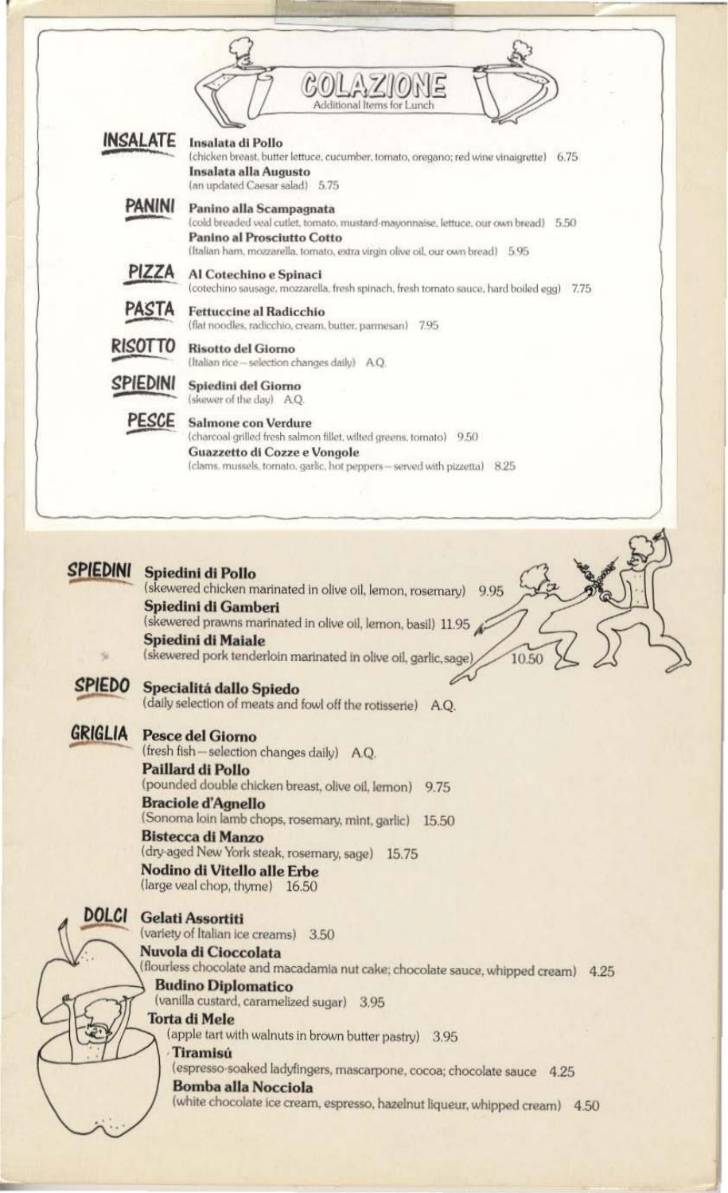# COLAZIONE

Additional Items for Lunch

## INSALATE

**Insalata di Pollo**
(chicken breast, butter lettuce, cucumber, tomato, oregano; red wine vinaigrette) 6.75

**Insalata alla Augusto**
(an updated Caesar salad) 5.75

## PANINI

**Panino alla Scampagnata**
(cold breaded veal cutlet, tomato, mustard-mayonnaise, lettuce, our own bread) 5.50

**Panino al Prosciutto Cotto**
(Italian ham, mozzarella, tomato, extra virgin olive oil, our own bread) 5.95

## PIZZA

**Al Cotechino e Spinaci**
(cotechino sausage, mozzarella, fresh spinach, fresh tomato sauce, hard boiled egg) 7.75

## PASTA

**Fettuccine al Radicchio**
(flat noodles, radicchio, cream, butter, parmesan) 7.95

## RISOTTO

**Risotto del Giorno**
(Italian rice—selection changes daily) A.Q.

## SPIEDINI

**Spiedini del Giorno**
(skewer of the day) A.Q.

## PESCE

**Salmone con Verdure**
(charcoal-grilled fresh salmon fillet, wilted greens, tomato) 9.50

**Guazzetto di Cozze e Vongole**
(clams, mussels, tomato, garlic, hot peppers—served with pizzetta) 8.25

## SPIEDINI

**Spiedini di Pollo**
(skewered chicken marinated in olive oil, lemon, rosemary) 9.95

**Spiedini di Gamberi**
(skewered prawns marinated in olive oil, lemon, basil) 11.95

**Spiedini di Maiale**
(skewered pork tenderloin marinated in olive oil, garlic, sage) 10.50

## SPIEDO

**Specialitá dallo Spiedo**
(daily selection of meats and fowl off the rotisserie) A.Q.

## GRIGLIA

**Pesce del Giorno**
(fresh fish—selection changes daily) A.Q.

**Paillard di Pollo**
(pounded double chicken breast, olive oil, lemon) 9.75

**Braciole d'Agnello**
(Sonoma loin lamb chops, rosemary, mint, garlic) 15.50

**Bistecca di Manzo**
(dry-aged New York steak, rosemary, sage) 15.75

**Nodino di Vitello alle Erbe**
(large veal chop, thyme) 16.50

## DOLCI

**Gelati Assortiti**
(variety of Italian ice creams) 3.50

**Nuvola di Cioccolata**
(flourless chocolate and macadamia nut cake; chocolate sauce, whipped cream) 4.25

**Budino Diplomatico**
(vanilla custard, caramelized sugar) 3.95

**Torta di Mele**
(apple tart with walnuts in brown butter pastry) 3.95

**Tiramisú**
(espresso-soaked ladyfingers, mascarpone, cocoa; chocolate sauce 4.25

**Bomba alla Nocciola**
(white chocolate ice cream, espresso, hazelnut liqueur, whipped cream) 4.50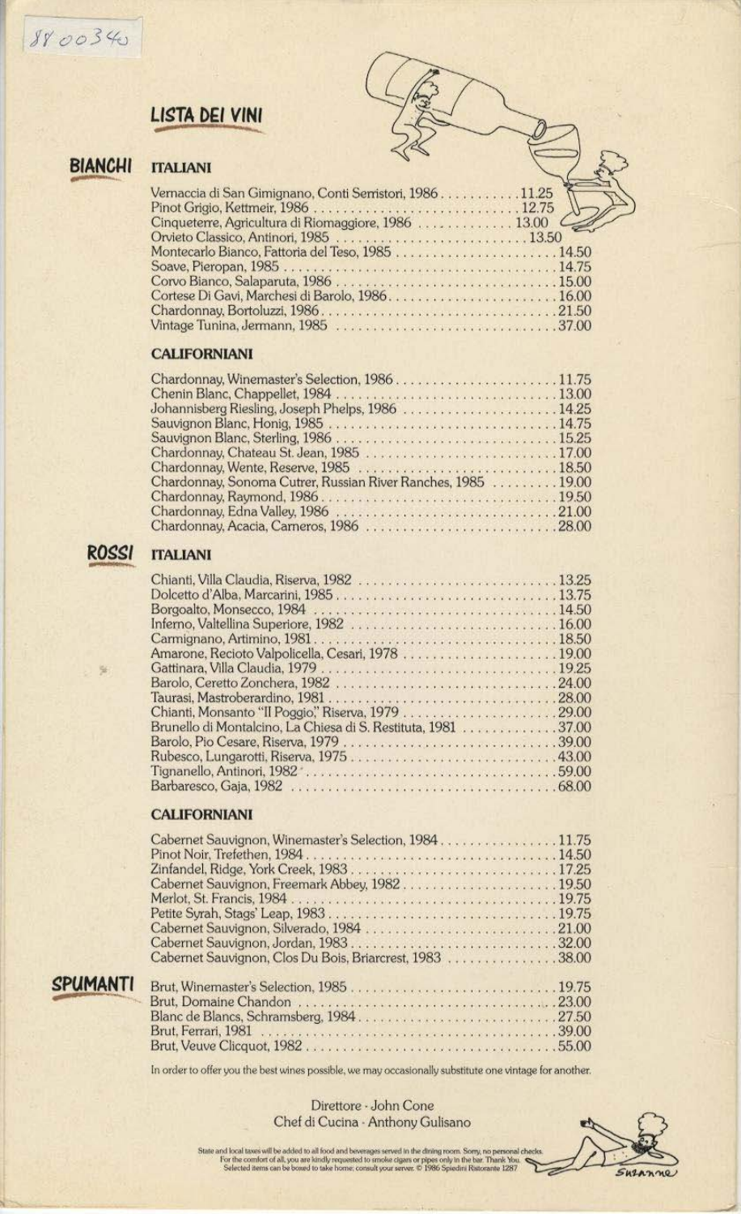88 00340

# LISTA DEI VINI

## BIANCHI

### ITALIANI

Vernaccia di San Gimignano, Conti Serristori, 1986 . . . . . . . . . . . 11.25
Pinot Grigio, Kettmeir, 1986 . . . . . . . . . . . 12.75
Cinqueterre, Agricultura di Riomaggiore, 1986 . . . . . . . . . . . 13.00
Orvieto Classico, Antinori, 1985 . . . . . . . . . . . 13.50
Montecarlo Bianco, Fattoria del Teso, 1985 . . . . . . . . . . . 14.50
Soave, Pieropan, 1985 . . . . . . . . . . . 14.75
Corvo Bianco, Salaparuta, 1986 . . . . . . . . . . . 15.00
Cortese Di Gavi, Marchesi di Barolo, 1986 . . . . . . . . . . . 16.00
Chardonnay, Bortoluzzi, 1986 . . . . . . . . . . . 21.50
Vintage Tunina, Jermann, 1985 . . . . . . . . . . . 37.00

### CALIFORNIANI

Chardonnay, Winemaster's Selection, 1986 . . . . . . . . . . . 11.75
Chenin Blanc, Chappellet, 1984 . . . . . . . . . . . 13.00
Johannisberg Riesling, Joseph Phelps, 1986 . . . . . . . . . . . 14.25
Sauvignon Blanc, Honig, 1985 . . . . . . . . . . . 14.75
Sauvignon Blanc, Sterling, 1986 . . . . . . . . . . . 15.25
Chardonnay, Chateau St. Jean, 1985 . . . . . . . . . . . 17.00
Chardonnay, Wente, Reserve, 1985 . . . . . . . . . . . 18.50
Chardonnay, Sonoma Cutrer, Russian River Ranches, 1985 . . . . . . . . . . . 19.00
Chardonnay, Raymond, 1986 . . . . . . . . . . . 19.50
Chardonnay, Edna Valley, 1986 . . . . . . . . . . . 21.00
Chardonnay, Acacia, Carneros, 1986 . . . . . . . . . . . 28.00

## ROSSI

### ITALIANI

Chianti, Villa Claudia, Riserva, 1982 . . . . . . . . . . . 13.25
Dolcetto d'Alba, Marcarini, 1985 . . . . . . . . . . . 13.75
Borgoalto, Monsecco, 1984 . . . . . . . . . . . 14.50
Inferno, Valtellina Superiore, 1982 . . . . . . . . . . . 16.00
Carmignano, Artimino, 1981 . . . . . . . . . . . 18.50
Amarone, Recioto Valpolicella, Cesari, 1978 . . . . . . . . . . . 19.00
Gattinara, Villa Claudia, 1979 . . . . . . . . . . . 19.25
Barolo, Ceretto Zonchera, 1982 . . . . . . . . . . . 24.00
Taurasi, Mastroberardino, 1981 . . . . . . . . . . . 28.00
Chianti, Monsanto "Il Poggio," Riserva, 1979 . . . . . . . . . . . 29.00
Brunello di Montalcino, La Chiesa di S. Restituta, 1981 . . . . . . . . . . . 37.00
Barolo, Pio Cesare, Riserva, 1979 . . . . . . . . . . . 39.00
Rubesco, Lungarotti, Riserva, 1975 . . . . . . . . . . . 43.00
Tignanello, Antinori, 1982 . . . . . . . . . . . 59.00
Barbaresco, Gaja, 1982 . . . . . . . . . . . 68.00

### CALIFORNIANI

Cabernet Sauvignon, Winemaster's Selection, 1984 . . . . . . . . . . . 11.75
Pinot Noir, Trefethen, 1984 . . . . . . . . . . . 14.50
Zinfandel, Ridge, York Creek, 1983 . . . . . . . . . . . 17.25
Cabernet Sauvignon, Freemark Abbey, 1982 . . . . . . . . . . . 19.50
Merlot, St. Francis, 1984 . . . . . . . . . . . 19.75
Petite Syrah, Stags' Leap, 1983 . . . . . . . . . . . 19.75
Cabernet Sauvignon, Silverado, 1984 . . . . . . . . . . . 21.00
Cabernet Sauvignon, Jordan, 1983 . . . . . . . . . . . 32.00
Cabernet Sauvignon, Clos Du Bois, Briarcrest, 1983 . . . . . . . . . . . 38.00

## SPUMANTI

Brut, Winemaster's Selection, 1985 . . . . . . . . . . . 19.75
Brut, Domaine Chandon . . . . . . . . . . . 23.00
Blanc de Blancs, Schramsberg, 1984 . . . . . . . . . . . 27.50
Brut, Ferrari, 1981 . . . . . . . . . . . 39.00
Brut, Veuve Clicquot, 1982 . . . . . . . . . . . 55.00

In order to offer you the best wines possible, we may occasionally substitute one vintage for another.

Direttore - John Cone
Chef di Cucina - Anthony Gulisano

State and local taxes will be added to all food and beverages served in the dining room. Sorry, no personal checks. For the comfort of all, you are kindly requested to smoke cigars or pipes only in the bar. Thank You. Selected items can be boxed to take home; consult your server. © 1986 Spiedini Ristorante 1287

Suzanne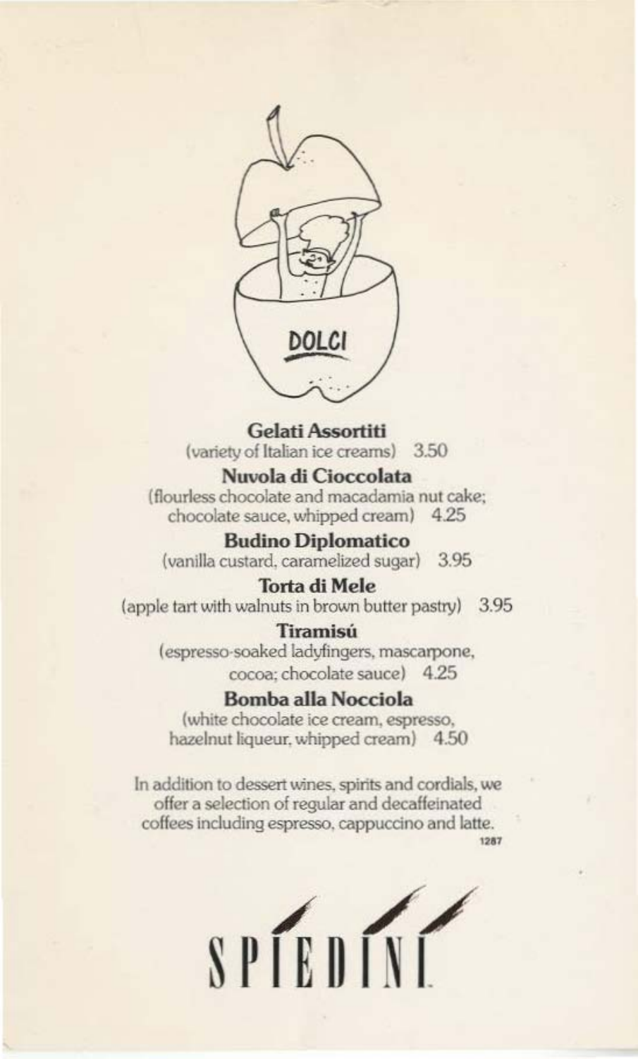# DOLCI

**Gelati Assortiti**
(variety of Italian ice creams) 3.50

**Nuvola di Cioccolata**
(flourless chocolate and macadamia nut cake; chocolate sauce, whipped cream) 4.25

**Budino Diplomatico**
(vanilla custard, caramelized sugar) 3.95

**Torta di Mele**
(apple tart with walnuts in brown butter pastry) 3.95

**Tiramisú**
(espresso-soaked ladyfingers, mascarpone, cocoa; chocolate sauce) 4.25

**Bomba alla Nocciola**
(white chocolate ice cream, espresso, hazelnut liqueur, whipped cream) 4.50

In addition to dessert wines, spirits and cordials, we offer a selection of regular and decaffeinated coffees including espresso, cappuccino and latte.

1287

SPIEDINI